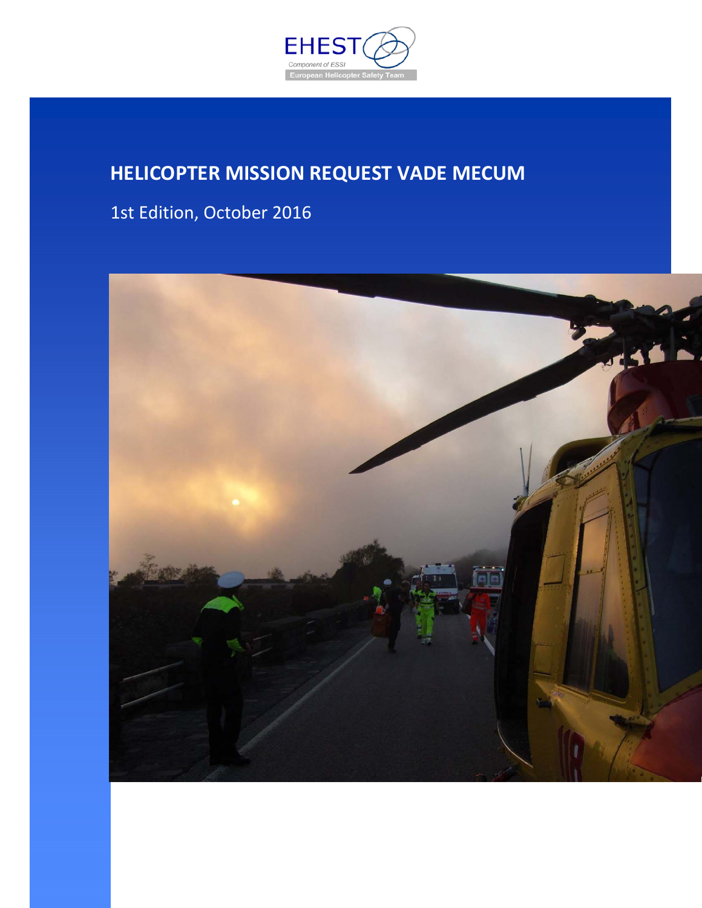EHEST

Component of ESSI

European Helicopter Safety Team

# HELICOPTER MISSION REQUEST VADE MECUM

1st Edition, October 2016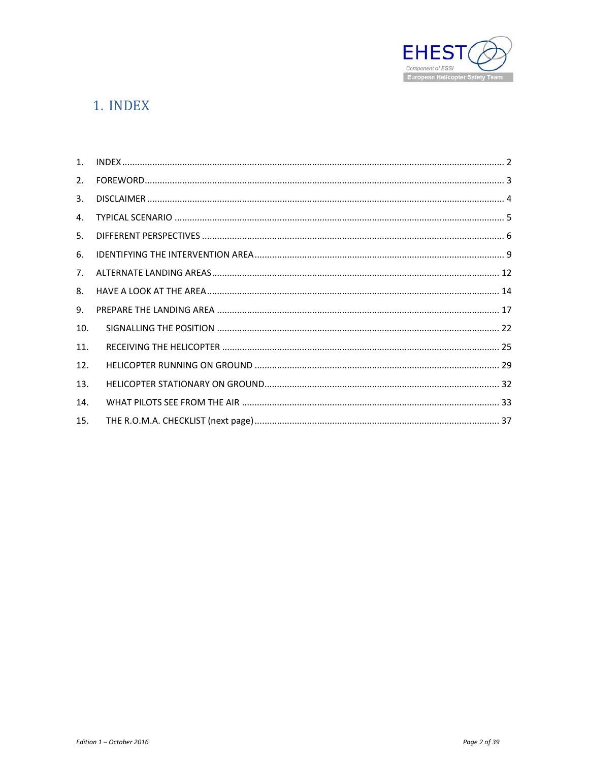# 1. INDEX

1. INDEX ........................................................ 2
2. FOREWORD ..................................................... 3
3. DISCLAIMER ................................................... 4
4. TYPICAL SCENARIO ............................................. 5
5. DIFFERENT PERSPECTIVES ....................................... 6
6. IDENTIFYING THE INTERVENTION AREA ............................ 9
7. ALTERNATE LANDING AREAS ...................................... 12
8. HAVE A LOOK AT THE AREA ...................................... 14
9. PREPARE THE LANDING AREA ..................................... 17
10. SIGNALLING THE POSITION ..................................... 22
11. RECEIVING THE HELICOPTER .................................... 25
12. HELICOPTER RUNNING ON GROUND ................................. 29
13. HELICOPTER STATIONARY ON GROUND .............................. 32
14. WHAT PILOTS SEE FROM THE AIR ................................ 33
15. THE R.O.M.A. CHECKLIST (next page) ........................... 37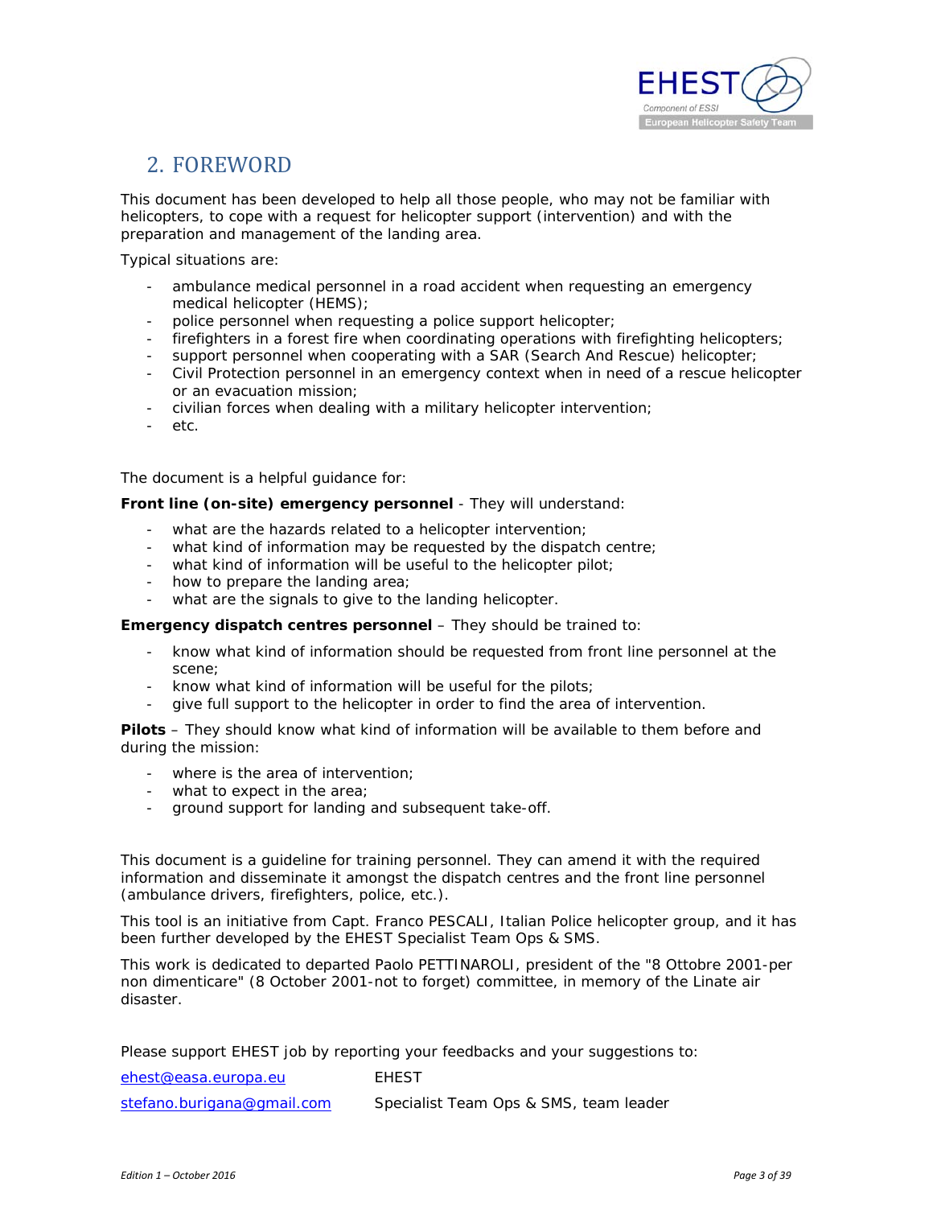## 2. FOREWORD

This document has been developed to help all those people, who may not be familiar with helicopters, to cope with a request for helicopter support (intervention) and with the preparation and management of the landing area.

Typical situations are:

- ambulance medical personnel in a road accident when requesting an emergency medical helicopter (HEMS);
- police personnel when requesting a police support helicopter;
- firefighters in a forest fire when coordinating operations with firefighting helicopters;
- support personnel when cooperating with a SAR (Search And Rescue) helicopter;
- Civil Protection personnel in an emergency context when in need of a rescue helicopter or an evacuation mission;
- civilian forces when dealing with a military helicopter intervention;
- etc.

The document is a helpful guidance for:

**Front line (on-site) emergency personnel** - They will understand:

- what are the hazards related to a helicopter intervention;
- what kind of information may be requested by the dispatch centre;
- what kind of information will be useful to the helicopter pilot;
- how to prepare the landing area;
- what are the signals to give to the landing helicopter.

**Emergency dispatch centres personnel** – They should be trained to:

- know what kind of information should be requested from front line personnel at the scene;
- know what kind of information will be useful for the pilots;
- give full support to the helicopter in order to find the area of intervention.

**Pilots** – They should know what kind of information will be available to them before and during the mission:

- where is the area of intervention;
- what to expect in the area;
- ground support for landing and subsequent take-off.

This document is a guideline for training personnel. They can amend it with the required information and disseminate it amongst the dispatch centres and the front line personnel (ambulance drivers, firefighters, police, etc.).

This tool is an initiative from Capt. Franco PESCALI, Italian Police helicopter group, and it has been further developed by the EHEST Specialist Team Ops & SMS.

This work is dedicated to departed Paolo PETTINAROLI, president of the "8 Ottobre 2001-per non dimenticare" (8 October 2001-not to forget) committee, in memory of the Linate air disaster.

Please support EHEST job by reporting your feedbacks and your suggestions to:

| | |
|---|---|
| ehest@easa.europa.eu | EHEST |
| stefano.burigana@gmail.com | Specialist Team Ops & SMS, team leader |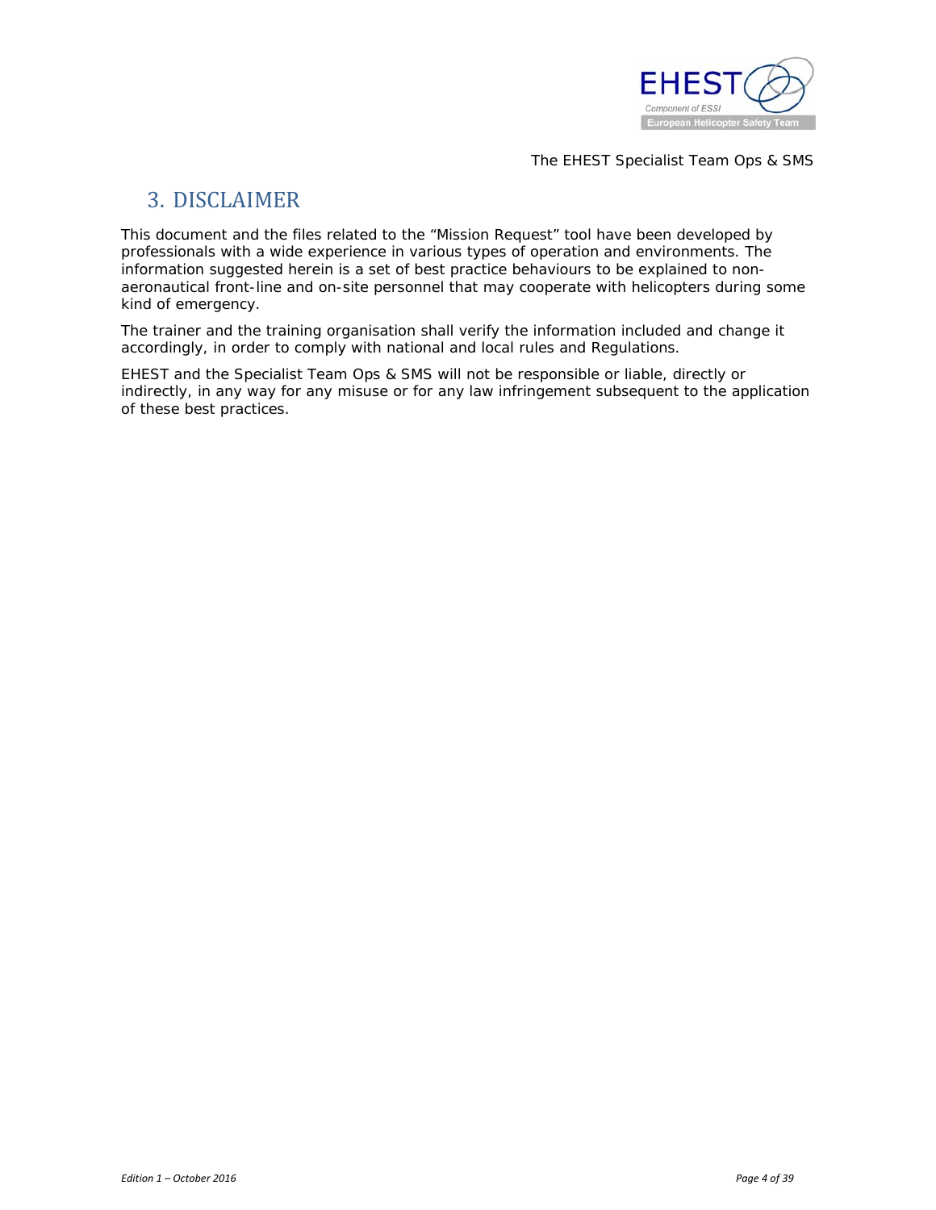## 3. DISCLAIMER

This document and the files related to the "Mission Request" tool have been developed by professionals with a wide experience in various types of operation and environments. The information suggested herein is a set of best practice behaviours to be explained to non-aeronautical front-line and on-site personnel that may cooperate with helicopters during some kind of emergency.

The trainer and the training organisation shall verify the information included and change it accordingly, in order to comply with national and local rules and Regulations.

EHEST and the Specialist Team Ops & SMS will not be responsible or liable, directly or indirectly, in any way for any misuse or for any law infringement subsequent to the application of these best practices.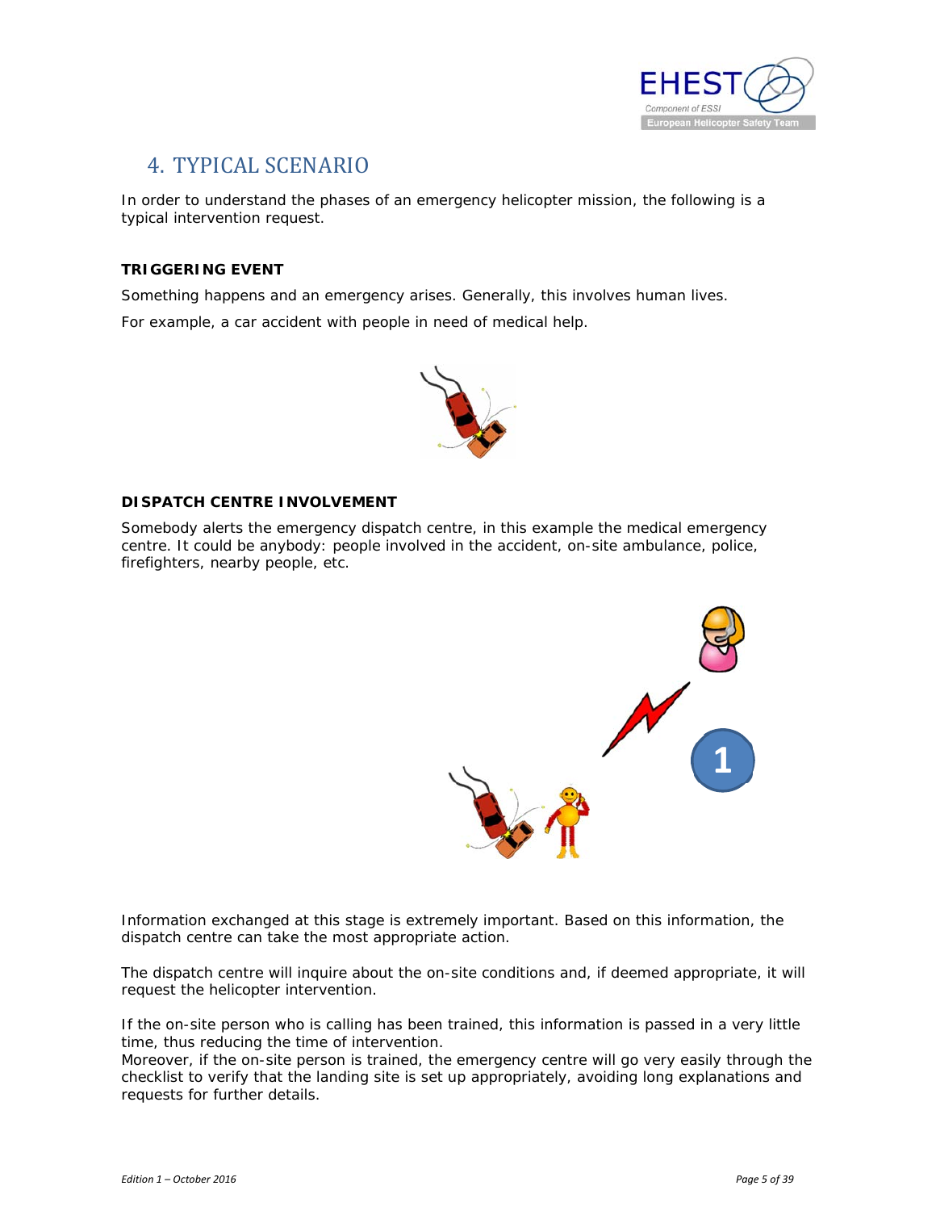# 4. TYPICAL SCENARIO

In order to understand the phases of an emergency helicopter mission, the following is a typical intervention request.

**TRIGGERING EVENT**

Something happens and an emergency arises. Generally, this involves human lives.

For example, a car accident with people in need of medical help.

**DISPATCH CENTRE INVOLVEMENT**

Somebody alerts the emergency dispatch centre, in this example the medical emergency centre. It could be anybody: people involved in the accident, on-site ambulance, police, firefighters, nearby people, etc.

Information exchanged at this stage is extremely important. Based on this information, the dispatch centre can take the most appropriate action.

The dispatch centre will inquire about the on-site conditions and, if deemed appropriate, it will request the helicopter intervention.

If the on-site person who is calling has been trained, this information is passed in a very little time, thus reducing the time of intervention.
Moreover, if the on-site person is trained, the emergency centre will go very easily through the checklist to verify that the landing site is set up appropriately, avoiding long explanations and requests for further details.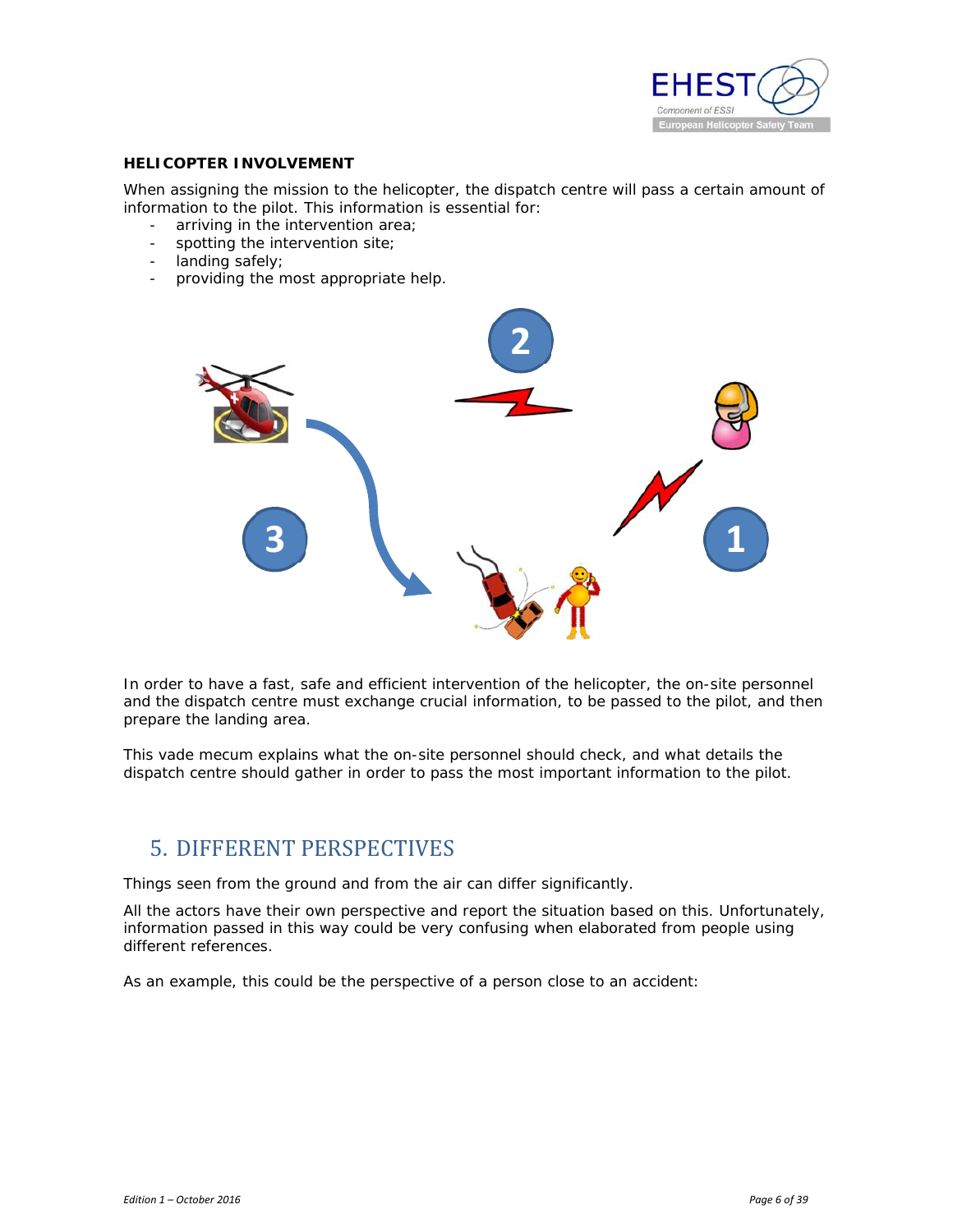**HELICOPTER INVOLVEMENT**

When assigning the mission to the helicopter, the dispatch centre will pass a certain amount of information to the pilot. This information is essential for:

- arriving in the intervention area;
- spotting the intervention site;
- landing safely;
- providing the most appropriate help.

In order to have a fast, safe and efficient intervention of the helicopter, the on-site personnel and the dispatch centre must exchange crucial information, to be passed to the pilot, and then prepare the landing area.

This vade mecum explains what the on-site personnel should check, and what details the dispatch centre should gather in order to pass the most important information to the pilot.

## 5. DIFFERENT PERSPECTIVES

Things seen from the ground and from the air can differ significantly.

All the actors have their own perspective and report the situation based on this. Unfortunately, information passed in this way could be very confusing when elaborated from people using different references.

As an example, this could be the perspective of a person close to an accident: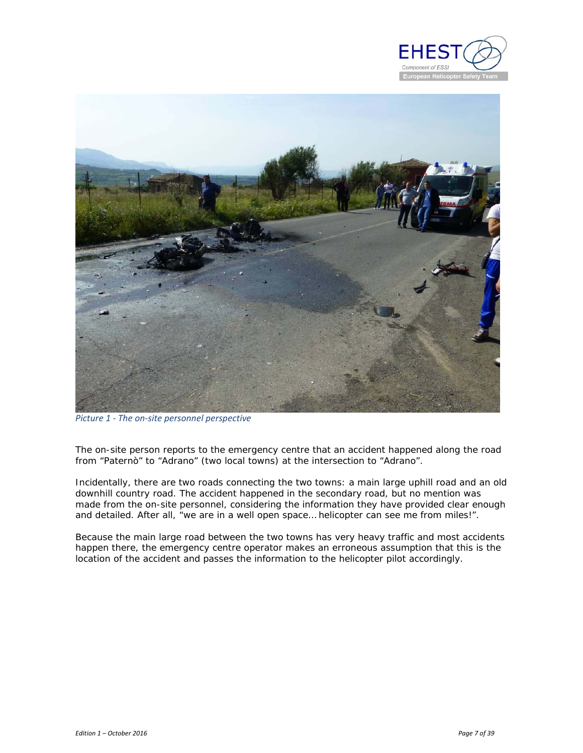*Picture 1 - The on-site personnel perspective*

The on-site person reports to the emergency centre that an accident happened along the road from "Paternò" to "Adrano" (two local towns) at the intersection to "Adrano".

Incidentally, there are two roads connecting the two towns: a main large uphill road and an old downhill country road. The accident happened in the secondary road, but no mention was made from the on-site personnel, considering the information they have provided clear enough and detailed. After all, "we are in a well open space… helicopter can see me from miles!".

Because the main large road between the two towns has very heavy traffic and most accidents happen there, the emergency centre operator makes an erroneous assumption that this is the location of the accident and passes the information to the helicopter pilot accordingly.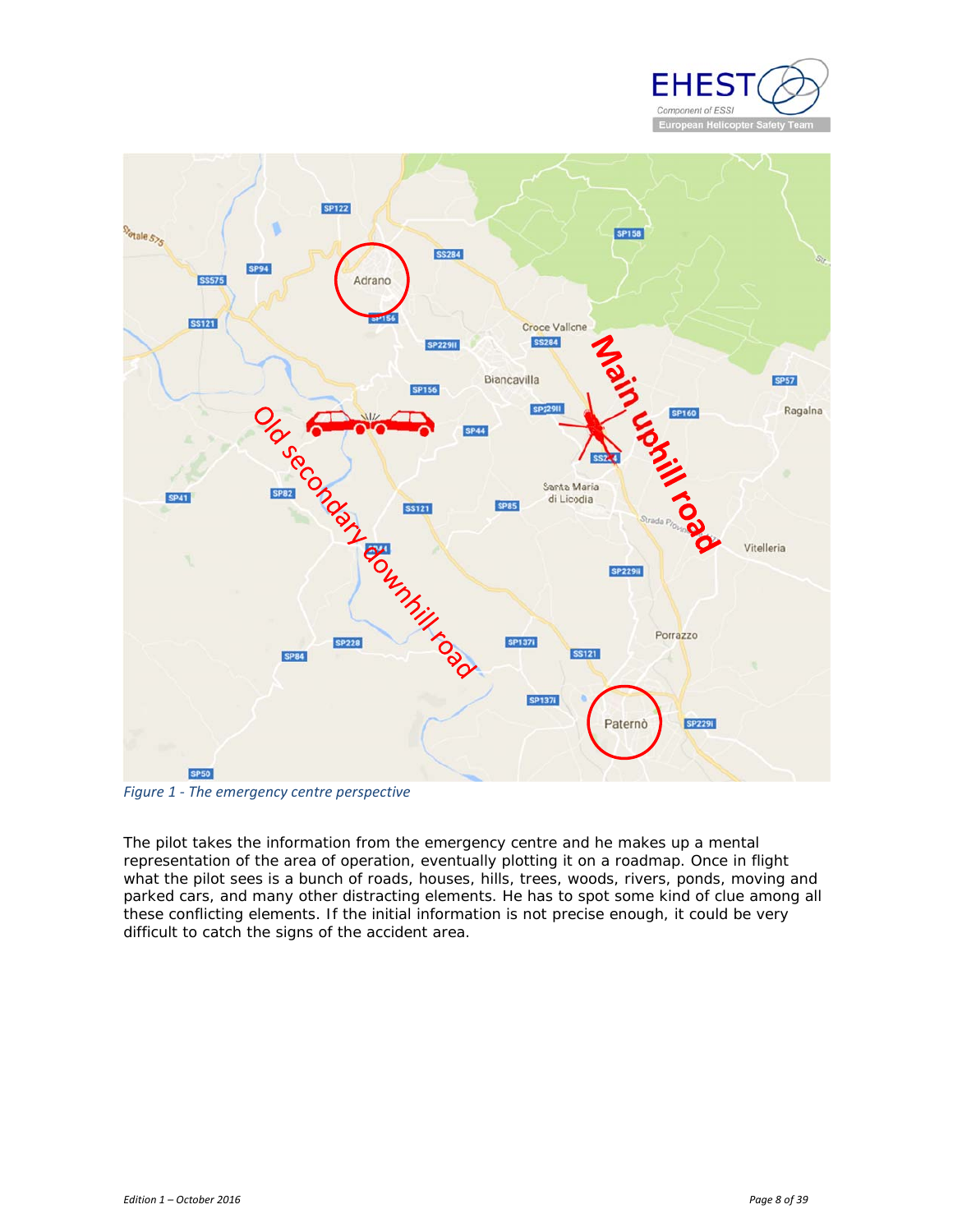*Figure 1 - The emergency centre perspective*

The pilot takes the information from the emergency centre and he makes up a mental representation of the area of operation, eventually plotting it on a roadmap. Once in flight what the pilot sees is a bunch of roads, houses, hills, trees, woods, rivers, ponds, moving and parked cars, and many other distracting elements. He has to spot some kind of clue among all these conflicting elements. If the initial information is not precise enough, it could be very difficult to catch the signs of the accident area.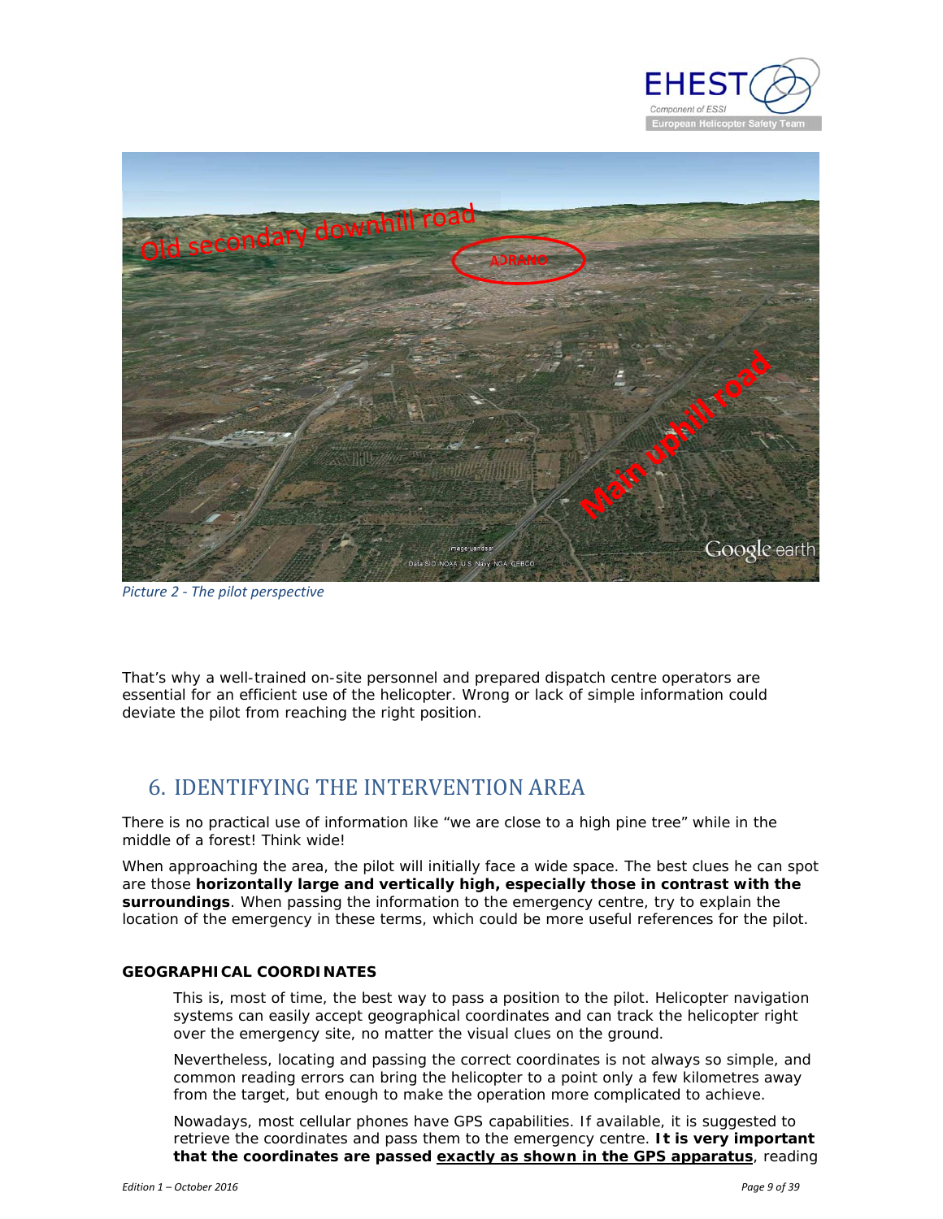Picture 2 - The pilot perspective

That's why a well-trained on-site personnel and prepared dispatch centre operators are essential for an efficient use of the helicopter. Wrong or lack of simple information could deviate the pilot from reaching the right position.

## 6. IDENTIFYING THE INTERVENTION AREA

There is no practical use of information like "we are close to a high pine tree" while in the middle of a forest! Think wide!

When approaching the area, the pilot will initially face a wide space. The best clues he can spot are those **horizontally large and vertically high, especially those in contrast with the surroundings**. When passing the information to the emergency centre, try to explain the location of the emergency in these terms, which could be more useful references for the pilot.

**GEOGRAPHICAL COORDINATES**

This is, most of time, the best way to pass a position to the pilot. Helicopter navigation systems can easily accept geographical coordinates and can track the helicopter right over the emergency site, no matter the visual clues on the ground.

Nevertheless, locating and passing the correct coordinates is not always so simple, and common reading errors can bring the helicopter to a point only a few kilometres away from the target, but enough to make the operation more complicated to achieve.

Nowadays, most cellular phones have GPS capabilities. If available, it is suggested to retrieve the coordinates and pass them to the emergency centre. **It is very important that the coordinates are passed <u>exactly as shown in the GPS apparatus</u>**, reading